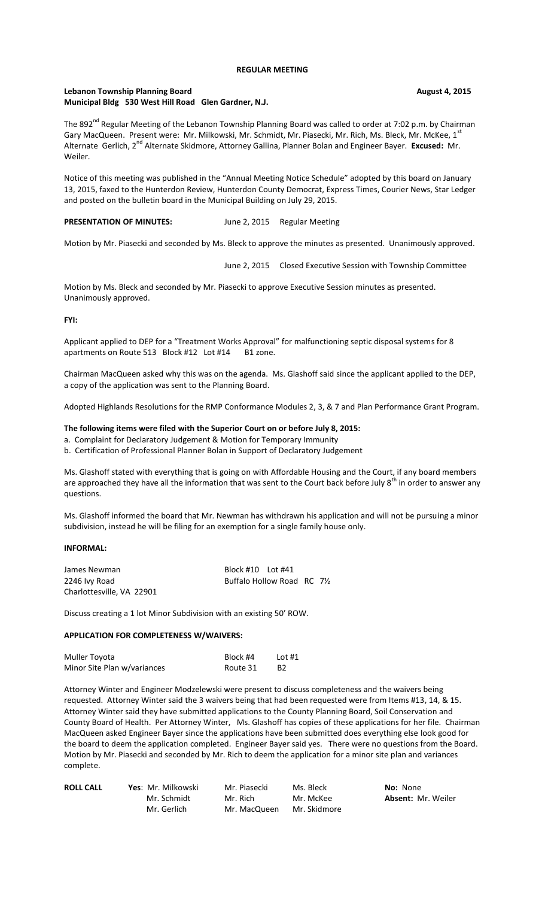# REGULAR MEETING

**Lebanon Township Planning Board** **August 4, 2015**
**Municipal Bldg 530 West Hill Road Glen Gardner, N.J.**

The 892nd Regular Meeting of the Lebanon Township Planning Board was called to order at 7:02 p.m. by Chairman Gary MacQueen. Present were: Mr. Milkowski, Mr. Schmidt, Mr. Piasecki, Mr. Rich, Ms. Bleck, Mr. McKee, 1st Alternate Gerlich, 2nd Alternate Skidmore, Attorney Gallina, Planner Bolan and Engineer Bayer. **Excused:** Mr. Weiler.

Notice of this meeting was published in the "Annual Meeting Notice Schedule" adopted by this board on January 13, 2015, faxed to the Hunterdon Review, Hunterdon County Democrat, Express Times, Courier News, Star Ledger and posted on the bulletin board in the Municipal Building on July 29, 2015.

**PRESENTATION OF MINUTES:** June 2, 2015 Regular Meeting

Motion by Mr. Piasecki and seconded by Ms. Bleck to approve the minutes as presented. Unanimously approved.

June 2, 2015 Closed Executive Session with Township Committee

Motion by Ms. Bleck and seconded by Mr. Piasecki to approve Executive Session minutes as presented. Unanimously approved.

**FYI:**

Applicant applied to DEP for a "Treatment Works Approval" for malfunctioning septic disposal systems for 8 apartments on Route 513 Block #12 Lot #14 B1 zone.

Chairman MacQueen asked why this was on the agenda. Ms. Glashoff said since the applicant applied to the DEP, a copy of the application was sent to the Planning Board.

Adopted Highlands Resolutions for the RMP Conformance Modules 2, 3, & 7 and Plan Performance Grant Program.

**The following items were filed with the Superior Court on or before July 8, 2015:**

a. Complaint for Declaratory Judgement & Motion for Temporary Immunity
b. Certification of Professional Planner Bolan in Support of Declaratory Judgement

Ms. Glashoff stated with everything that is going on with Affordable Housing and the Court, if any board members are approached they have all the information that was sent to the Court back before July 8th in order to answer any questions.

Ms. Glashoff informed the board that Mr. Newman has withdrawn his application and will not be pursuing a minor subdivision, instead he will be filing for an exemption for a single family house only.

**INFORMAL:**

James Newman — Block #10 Lot #41
2246 Ivy Road — Buffalo Hollow Road RC 7½
Charlottesville, VA 22901

Discuss creating a 1 lot Minor Subdivision with an existing 50' ROW.

**APPLICATION FOR COMPLETENESS W/WAIVERS:**

Muller Toyota — Block #4 Lot #1
Minor Site Plan w/variances — Route 31 B2

Attorney Winter and Engineer Modzelewski were present to discuss completeness and the waivers being requested. Attorney Winter said the 3 waivers being that had been requested were from Items #13, 14, & 15. Attorney Winter said they have submitted applications to the County Planning Board, Soil Conservation and County Board of Health. Per Attorney Winter, Ms. Glashoff has copies of these applications for her file. Chairman MacQueen asked Engineer Bayer since the applications have been submitted does everything else look good for the board to deem the application completed. Engineer Bayer said yes. There were no questions from the Board. Motion by Mr. Piasecki and seconded by Mr. Rich to deem the application for a minor site plan and variances complete.

**ROLL CALL** **Yes**: Mr. Milkowski, Mr. Piasecki, Ms. Bleck, Mr. Schmidt, Mr. Rich, Mr. McKee, Mr. Gerlich, Mr. MacQueen, Mr. Skidmore
**No:** None
**Absent:** Mr. Weiler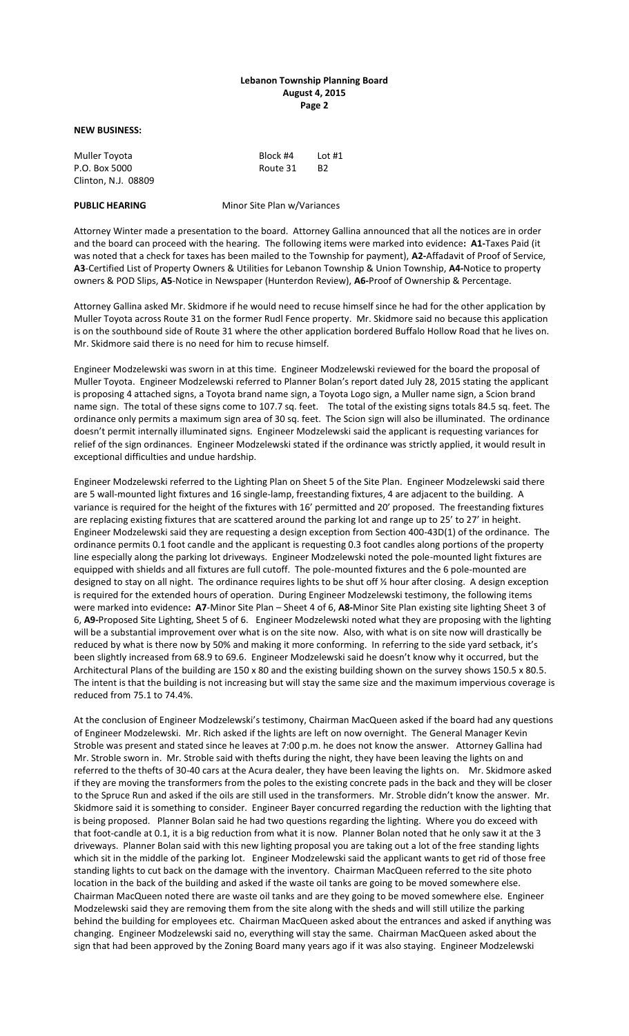**NEW BUSINESS:**

Muller Toyota Block #4 Lot #1
P.O. Box 5000 Route 31 B2
Clinton, N.J. 08809

**PUBLIC HEARING** Minor Site Plan w/Variances

Attorney Winter made a presentation to the board. Attorney Gallina announced that all the notices are in order and the board can proceed with the hearing. The following items were marked into evidence**: A1**-Taxes Paid (it was noted that a check for taxes has been mailed to the Township for payment), **A2-**Affadavit of Proof of Service, **A3**-Certified List of Property Owners & Utilities for Lebanon Township & Union Township, **A4-**Notice to property owners & POD Slips, **A5**-Notice in Newspaper (Hunterdon Review), **A6-**Proof of Ownership & Percentage.

Attorney Gallina asked Mr. Skidmore if he would need to recuse himself since he had for the other application by Muller Toyota across Route 31 on the former Rudl Fence property. Mr. Skidmore said no because this application is on the southbound side of Route 31 where the other application bordered Buffalo Hollow Road that he lives on. Mr. Skidmore said there is no need for him to recuse himself.

Engineer Modzelewski was sworn in at this time. Engineer Modzelewski reviewed for the board the proposal of Muller Toyota. Engineer Modzelewski referred to Planner Bolan's report dated July 28, 2015 stating the applicant is proposing 4 attached signs, a Toyota brand name sign, a Toyota Logo sign, a Muller name sign, a Scion brand name sign. The total of these signs come to 107.7 sq. feet. The total of the existing signs totals 84.5 sq. feet. The ordinance only permits a maximum sign area of 30 sq. feet. The Scion sign will also be illuminated. The ordinance doesn't permit internally illuminated signs. Engineer Modzelewski said the applicant is requesting variances for relief of the sign ordinances. Engineer Modzelewski stated if the ordinance was strictly applied, it would result in exceptional difficulties and undue hardship.

Engineer Modzelewski referred to the Lighting Plan on Sheet 5 of the Site Plan. Engineer Modzelewski said there are 5 wall-mounted light fixtures and 16 single-lamp, freestanding fixtures, 4 are adjacent to the building. A variance is required for the height of the fixtures with 16' permitted and 20' proposed. The freestanding fixtures are replacing existing fixtures that are scattered around the parking lot and range up to 25' to 27' in height. Engineer Modzelewski said they are requesting a design exception from Section 400-43D(1) of the ordinance. The ordinance permits 0.1 foot candle and the applicant is requesting 0.3 foot candles along portions of the property line especially along the parking lot driveways. Engineer Modzelewski noted the pole-mounted light fixtures are equipped with shields and all fixtures are full cutoff. The pole-mounted fixtures and the 6 pole-mounted are designed to stay on all night. The ordinance requires lights to be shut off ½ hour after closing. A design exception is required for the extended hours of operation. During Engineer Modzelewski testimony, the following items were marked into evidence**: A7**-Minor Site Plan – Sheet 4 of 6, **A8-**Minor Site Plan existing site lighting Sheet 3 of 6, **A9-**Proposed Site Lighting, Sheet 5 of 6. Engineer Modzelewski noted what they are proposing with the lighting will be a substantial improvement over what is on the site now. Also, with what is on site now will drastically be reduced by what is there now by 50% and making it more conforming. In referring to the side yard setback, it's been slightly increased from 68.9 to 69.6. Engineer Modzelewski said he doesn't know why it occurred, but the Architectural Plans of the building are 150 x 80 and the existing building shown on the survey shows 150.5 x 80.5. The intent is that the building is not increasing but will stay the same size and the maximum impervious coverage is reduced from 75.1 to 74.4%.

At the conclusion of Engineer Modzelewski's testimony, Chairman MacQueen asked if the board had any questions of Engineer Modzelewski. Mr. Rich asked if the lights are left on now overnight. The General Manager Kevin Stroble was present and stated since he leaves at 7:00 p.m. he does not know the answer. Attorney Gallina had Mr. Stroble sworn in. Mr. Stroble said with thefts during the night, they have been leaving the lights on and referred to the thefts of 30-40 cars at the Acura dealer, they have been leaving the lights on. Mr. Skidmore asked if they are moving the transformers from the poles to the existing concrete pads in the back and they will be closer to the Spruce Run and asked if the oils are still used in the transformers. Mr. Stroble didn't know the answer. Mr. Skidmore said it is something to consider. Engineer Bayer concurred regarding the reduction with the lighting that is being proposed. Planner Bolan said he had two questions regarding the lighting. Where you do exceed with that foot-candle at 0.1, it is a big reduction from what it is now. Planner Bolan noted that he only saw it at the 3 driveways. Planner Bolan said with this new lighting proposal you are taking out a lot of the free standing lights which sit in the middle of the parking lot. Engineer Modzelewski said the applicant wants to get rid of those free standing lights to cut back on the damage with the inventory. Chairman MacQueen referred to the site photo location in the back of the building and asked if the waste oil tanks are going to be moved somewhere else. Chairman MacQueen noted there are waste oil tanks and are they going to be moved somewhere else. Engineer Modzelewski said they are removing them from the site along with the sheds and will still utilize the parking behind the building for employees etc. Chairman MacQueen asked about the entrances and asked if anything was changing. Engineer Modzelewski said no, everything will stay the same. Chairman MacQueen asked about the sign that had been approved by the Zoning Board many years ago if it was also staying. Engineer Modzelewski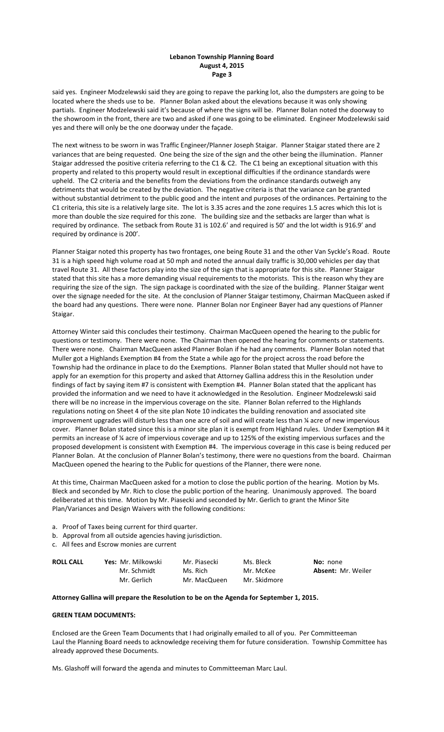said yes. Engineer Modzelewski said they are going to repave the parking lot, also the dumpsters are going to be located where the sheds use to be. Planner Bolan asked about the elevations because it was only showing partials. Engineer Modzelewski said it's because of where the signs will be. Planner Bolan noted the doorway to the showroom in the front, there are two and asked if one was going to be eliminated. Engineer Modzelewski said yes and there will only be the one doorway under the façade.

The next witness to be sworn in was Traffic Engineer/Planner Joseph Staigar. Planner Staigar stated there are 2 variances that are being requested. One being the size of the sign and the other being the illumination. Planner Staigar addressed the positive criteria referring to the C1 & C2. The C1 being an exceptional situation with this property and related to this property would result in exceptional difficulties if the ordinance standards were upheld. The C2 criteria and the benefits from the deviations from the ordinance standards outweigh any detriments that would be created by the deviation. The negative criteria is that the variance can be granted without substantial detriment to the public good and the intent and purposes of the ordinances. Pertaining to the C1 criteria, this site is a relatively large site. The lot is 3.35 acres and the zone requires 1.5 acres which this lot is more than double the size required for this zone. The building size and the setbacks are larger than what is required by ordinance. The setback from Route 31 is 102.6' and required is 50' and the lot width is 916.9' and required by ordinance is 200'.

Planner Staigar noted this property has two frontages, one being Route 31 and the other Van Syckle's Road. Route 31 is a high speed high volume road at 50 mph and noted the annual daily traffic is 30,000 vehicles per day that travel Route 31. All these factors play into the size of the sign that is appropriate for this site. Planner Staigar stated that this site has a more demanding visual requirements to the motorists. This is the reason why they are requiring the size of the sign. The sign package is coordinated with the size of the building. Planner Staigar went over the signage needed for the site. At the conclusion of Planner Staigar testimony, Chairman MacQueen asked if the board had any questions. There were none. Planner Bolan nor Engineer Bayer had any questions of Planner Staigar.

Attorney Winter said this concludes their testimony. Chairman MacQueen opened the hearing to the public for questions or testimony. There were none. The Chairman then opened the hearing for comments or statements. There were none. Chairman MacQueen asked Planner Bolan if he had any comments. Planner Bolan noted that Muller got a Highlands Exemption #4 from the State a while ago for the project across the road before the Township had the ordinance in place to do the Exemptions. Planner Bolan stated that Muller should not have to apply for an exemption for this property and asked that Attorney Gallina address this in the Resolution under findings of fact by saying item #7 is consistent with Exemption #4. Planner Bolan stated that the applicant has provided the information and we need to have it acknowledged in the Resolution. Engineer Modzelewski said there will be no increase in the impervious coverage on the site. Planner Bolan referred to the Highlands regulations noting on Sheet 4 of the site plan Note 10 indicates the building renovation and associated site improvement upgrades will disturb less than one acre of soil and will create less than ¼ acre of new impervious cover. Planner Bolan stated since this is a minor site plan it is exempt from Highland rules. Under Exemption #4 it permits an increase of ¼ acre of impervious coverage and up to 125% of the existing impervious surfaces and the proposed development is consistent with Exemption #4. The impervious coverage in this case is being reduced per Planner Bolan. At the conclusion of Planner Bolan's testimony, there were no questions from the board. Chairman MacQueen opened the hearing to the Public for questions of the Planner, there were none.

At this time, Chairman MacQueen asked for a motion to close the public portion of the hearing. Motion by Ms. Bleck and seconded by Mr. Rich to close the public portion of the hearing. Unanimously approved. The board deliberated at this time. Motion by Mr. Piasecki and seconded by Mr. Gerlich to grant the Minor Site Plan/Variances and Design Waivers with the following conditions:

a. Proof of Taxes being current for third quarter.
b. Approval from all outside agencies having jurisdiction.
c. All fees and Escrow monies are current

| **ROLL CALL** | **Yes:** Mr. Milkowski | Mr. Piasecki | Ms. Bleck | **No:** none |
|---|---|---|---|---|
| | Mr. Schmidt | Ms. Rich | Mr. McKee | **Absent:** Mr. Weiler |
| | Mr. Gerlich | Mr. MacQueen | Mr. Skidmore | |

**Attorney Gallina will prepare the Resolution to be on the Agenda for September 1, 2015.**

**GREEN TEAM DOCUMENTS:**

Enclosed are the Green Team Documents that I had originally emailed to all of you. Per Committeeman Laul the Planning Board needs to acknowledge receiving them for future consideration. Township Committee has already approved these Documents.

Ms. Glashoff will forward the agenda and minutes to Committeeman Marc Laul.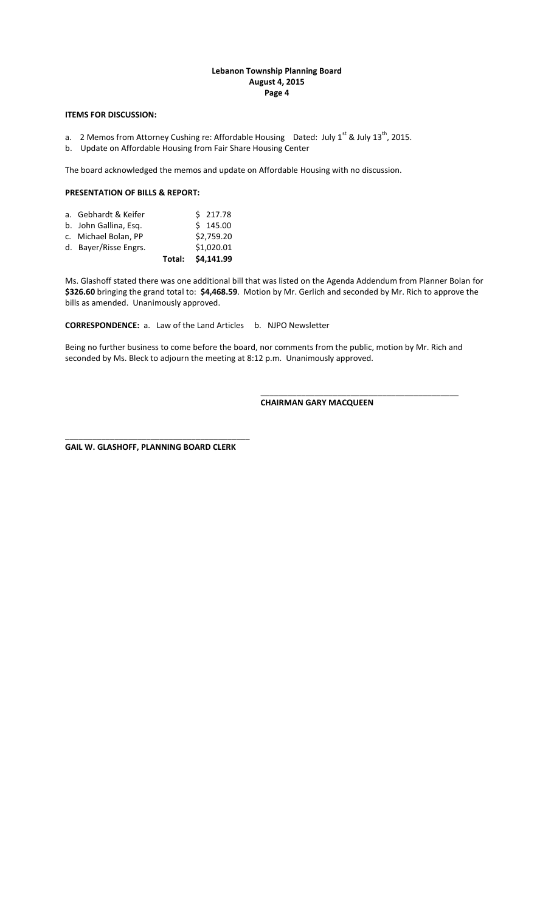**Lebanon Township Planning Board**
**August 4, 2015**
**Page 4**

**ITEMS FOR DISCUSSION:**

a. 2 Memos from Attorney Cushing re: Affordable Housing Dated: July 1st & July 13th, 2015.
b. Update on Affordable Housing from Fair Share Housing Center

The board acknowledged the memos and update on Affordable Housing with no discussion.

**PRESENTATION OF BILLS & REPORT:**

| | | |
|---|---|---|
| a. Gebhardt & Keifer | | $ 217.78 |
| b. John Gallina, Esq. | | $ 145.00 |
| c. Michael Bolan, PP | | $2,759.20 |
| d. Bayer/Risse Engrs. | | $1,020.01 |
| | **Total:** | **$4,141.99** |

Ms. Glashoff stated there was one additional bill that was listed on the Agenda Addendum from Planner Bolan for **$326.60** bringing the grand total to: **$4,468.59**. Motion by Mr. Gerlich and seconded by Mr. Rich to approve the bills as amended. Unanimously approved.

**CORRESPONDENCE:** a. Law of the Land Articles b. NJPO Newsletter

Being no further business to come before the board, nor comments from the public, motion by Mr. Rich and seconded by Ms. Bleck to adjourn the meeting at 8:12 p.m. Unanimously approved.

\_\_\_\_\_\_\_\_\_\_\_\_\_\_\_\_\_\_\_\_\_\_\_\_\_\_\_\_\_\_\_\_\_\_\_\_\_\_\_\_
**CHAIRMAN GARY MACQUEEN**

\_\_\_\_\_\_\_\_\_\_\_\_\_\_\_\_\_\_\_\_\_\_\_\_\_\_\_\_\_\_\_\_\_\_\_\_\_\_\_\_
**GAIL W. GLASHOFF, PLANNING BOARD CLERK**